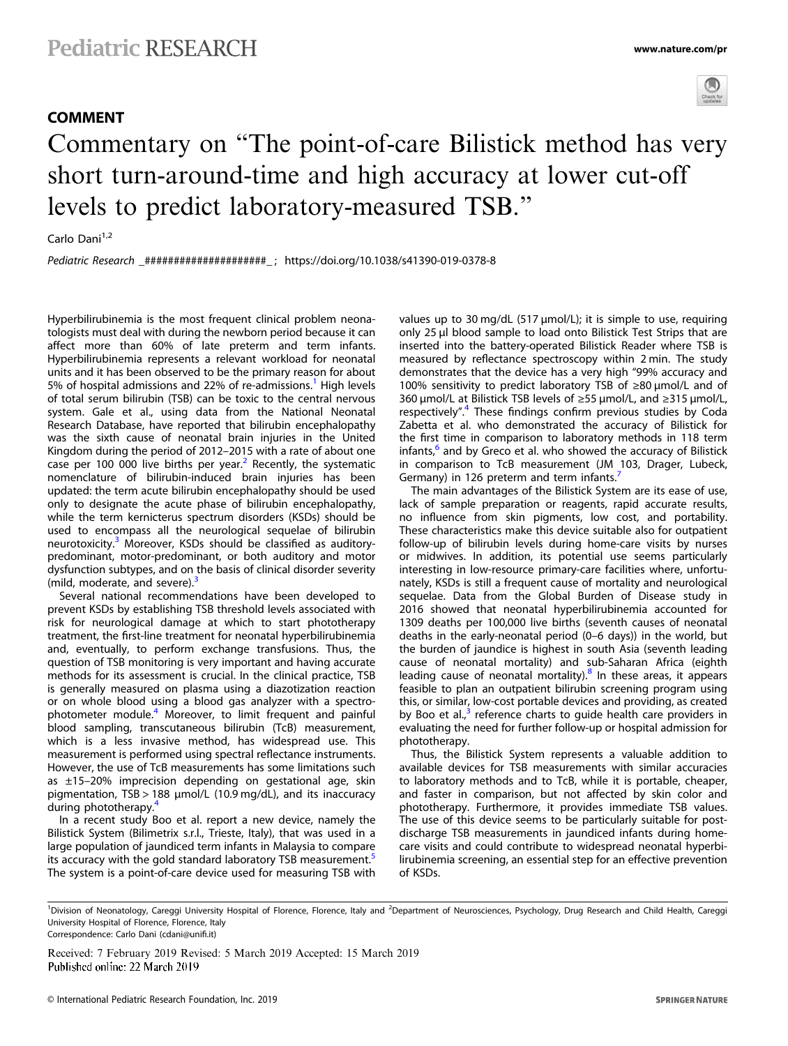## COMMENT

# Commentary on "The point-of-care Bilistick method has very short turn-around-time and high accuracy at lower cut-off levels to predict laboratory-measured TSB."

Carlo Dani[1,2]

*Pediatric Research* _####################_ ; https://doi.org/10.1038/s41390-019-0378-8

Hyperbilirubinemia is the most frequent clinical problem neonatologists must deal with during the newborn period because it can affect more than 60% of late preterm and term infants. Hyperbilirubinemia represents a relevant workload for neonatal units and it has been observed to be the primary reason for about 5% of hospital admissions and 22% of re-admissions.[1] High levels of total serum bilirubin (TSB) can be toxic to the central nervous system. Gale et al., using data from the National Neonatal Research Database, have reported that bilirubin encephalopathy was the sixth cause of neonatal brain injuries in the United Kingdom during the period of 2012–2015 with a rate of about one case per 100 000 live births per year.[2] Recently, the systematic nomenclature of bilirubin-induced brain injuries has been updated: the term acute bilirubin encephalopathy should be used only to designate the acute phase of bilirubin encephalopathy, while the term kernicterus spectrum disorders (KSDs) should be used to encompass all the neurological sequelae of bilirubin neurotoxicity.[3] Moreover, KSDs should be classified as auditory-predominant, motor-predominant, or both auditory and motor dysfunction subtypes, and on the basis of clinical disorder severity (mild, moderate, and severe).[3]

Several national recommendations have been developed to prevent KSDs by establishing TSB threshold levels associated with risk for neurological damage at which to start phototherapy treatment, the first-line treatment for neonatal hyperbilirubinemia and, eventually, to perform exchange transfusions. Thus, the question of TSB monitoring is very important and having accurate methods for its assessment is crucial. In the clinical practice, TSB is generally measured on plasma using a diazotization reaction or on whole blood using a blood gas analyzer with a spectrophotometer module.[4] Moreover, to limit frequent and painful blood sampling, transcutaneous bilirubin (TcB) measurement, which is a less invasive method, has widespread use. This measurement is performed using spectral reflectance instruments. However, the use of TcB measurements has some limitations such as ±15–20% imprecision depending on gestational age, skin pigmentation, TSB > 188 µmol/L (10.9 mg/dL), and its inaccuracy during phototherapy.[4]

In a recent study Boo et al. report a new device, namely the Bilistick System (Bilimetrix s.r.l., Trieste, Italy), that was used in a large population of jaundiced term infants in Malaysia to compare its accuracy with the gold standard laboratory TSB measurement.[5] The system is a point-of-care device used for measuring TSB with values up to 30 mg/dL (517 µmol/L); it is simple to use, requiring only 25 µl blood sample to load onto Bilistick Test Strips that are inserted into the battery-operated Bilistick Reader where TSB is measured by reflectance spectroscopy within 2 min. The study demonstrates that the device has a very high "99% accuracy and 100% sensitivity to predict laboratory TSB of ≥80 µmol/L and of 360 µmol/L at Bilistick TSB levels of ≥55 µmol/L, and ≥315 µmol/L, respectively".[4] These findings confirm previous studies by Coda Zabetta et al. who demonstrated the accuracy of Bilistick for the first time in comparison to laboratory methods in 118 term infants,[6] and by Greco et al. who showed the accuracy of Bilistick in comparison to TcB measurement (JM 103, Drager, Lubeck, Germany) in 126 preterm and term infants.[7]

The main advantages of the Bilistick System are its ease of use, lack of sample preparation or reagents, rapid accurate results, no influence from skin pigments, low cost, and portability. These characteristics make this device suitable also for outpatient follow-up of bilirubin levels during home-care visits by nurses or midwives. In addition, its potential use seems particularly interesting in low-resource primary-care facilities where, unfortunately, KSDs is still a frequent cause of mortality and neurological sequelae. Data from the Global Burden of Disease study in 2016 showed that neonatal hyperbilirubinemia accounted for 1309 deaths per 100,000 live births (seventh causes of neonatal deaths in the early-neonatal period (0–6 days)) in the world, but the burden of jaundice is highest in south Asia (seventh leading cause of neonatal mortality) and sub-Saharan Africa (eighth leading cause of neonatal mortality).[8] In these areas, it appears feasible to plan an outpatient bilirubin screening program using this, or similar, low-cost portable devices and providing, as created by Boo et al.,[3] reference charts to guide health care providers in evaluating the need for further follow-up or hospital admission for phototherapy.

Thus, the Bilistick System represents a valuable addition to available devices for TSB measurements with similar accuracies to laboratory methods and to TcB, while it is portable, cheaper, and faster in comparison, but not affected by skin color and phototherapy. Furthermore, it provides immediate TSB values. The use of this device seems to be particularly suitable for post-discharge TSB measurements in jaundiced infants during home-care visits and could contribute to widespread neonatal hyperbilirubinemia screening, an essential step for an effective prevention of KSDs.

---

[1]Division of Neonatology, Careggi University Hospital of Florence, Florence, Italy and [2]Department of Neurosciences, Psychology, Drug Research and Child Health, Careggi University Hospital of Florence, Florence, Italy
Correspondence: Carlo Dani (cdani@unifi.it)

Received: 7 February 2019 Revised: 5 March 2019 Accepted: 15 March 2019
Published online: 22 March 2019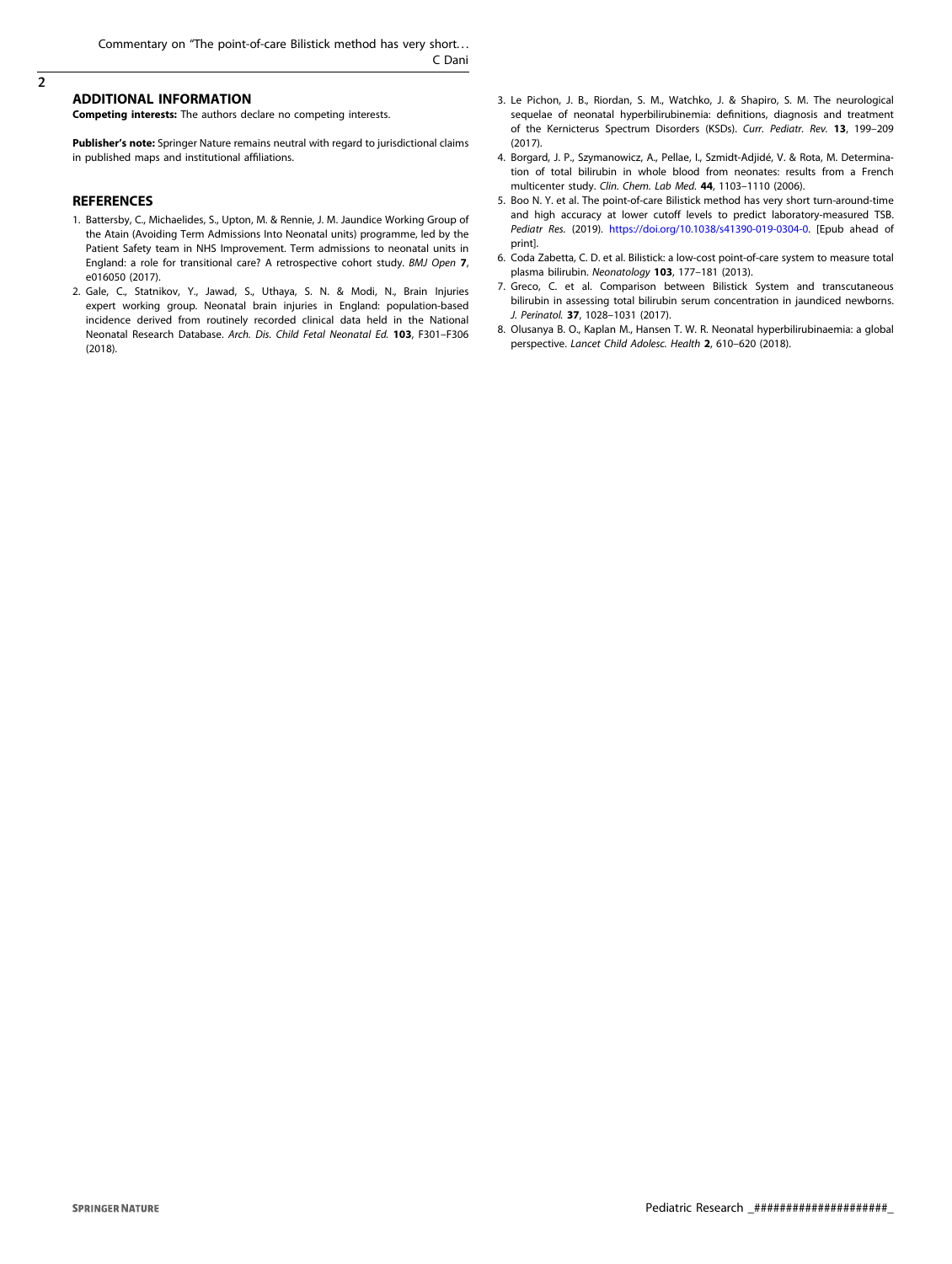## ADDITIONAL INFORMATION

**Competing interests:** The authors declare no competing interests.

**Publisher's note:** Springer Nature remains neutral with regard to jurisdictional claims in published maps and institutional affiliations.

## REFERENCES

1. Battersby, C., Michaelides, S., Upton, M. & Rennie, J. M. Jaundice Working Group of the Atain (Avoiding Term Admissions Into Neonatal units) programme, led by the Patient Safety team in NHS Improvement. Term admissions to neonatal units in England: a role for transitional care? A retrospective cohort study. *BMJ Open* **7**, e016050 (2017).
2. Gale, C., Statnikov, Y., Jawad, S., Uthaya, S. N. & Modi, N., Brain Injuries expert working group. Neonatal brain injuries in England: population-based incidence derived from routinely recorded clinical data held in the National Neonatal Research Database. *Arch. Dis. Child Fetal Neonatal Ed.* **103**, F301–F306 (2018).
3. Le Pichon, J. B., Riordan, S. M., Watchko, J. & Shapiro, S. M. The neurological sequelae of neonatal hyperbilirubinemia: definitions, diagnosis and treatment of the Kernicterus Spectrum Disorders (KSDs). *Curr. Pediatr. Rev.* **13**, 199–209 (2017).
4. Borgard, J. P., Szymanowicz, A., Pellae, I., Szmidt-Adjidé, V. & Rota, M. Determination of total bilirubin in whole blood from neonates: results from a French multicenter study. *Clin. Chem. Lab Med.* **44**, 1103–1110 (2006).
5. Boo N. Y. et al. The point-of-care Bilistick method has very short turn-around-time and high accuracy at lower cutoff levels to predict laboratory-measured TSB. *Pediatr Res.* (2019). https://doi.org/10.1038/s41390-019-0304-0. [Epub ahead of print].
6. Coda Zabetta, C. D. et al. Bilistick: a low-cost point-of-care system to measure total plasma bilirubin. *Neonatology* **103**, 177–181 (2013).
7. Greco, C. et al. Comparison between Bilistick System and transcutaneous bilirubin in assessing total bilirubin serum concentration in jaundiced newborns. *J. Perinatol.* **37**, 1028–1031 (2017).
8. Olusanya B. O., Kaplan M., Hansen T. W. R. Neonatal hyperbilirubinaemia: a global perspective. *Lancet Child Adolesc. Health* **2**, 610–620 (2018).